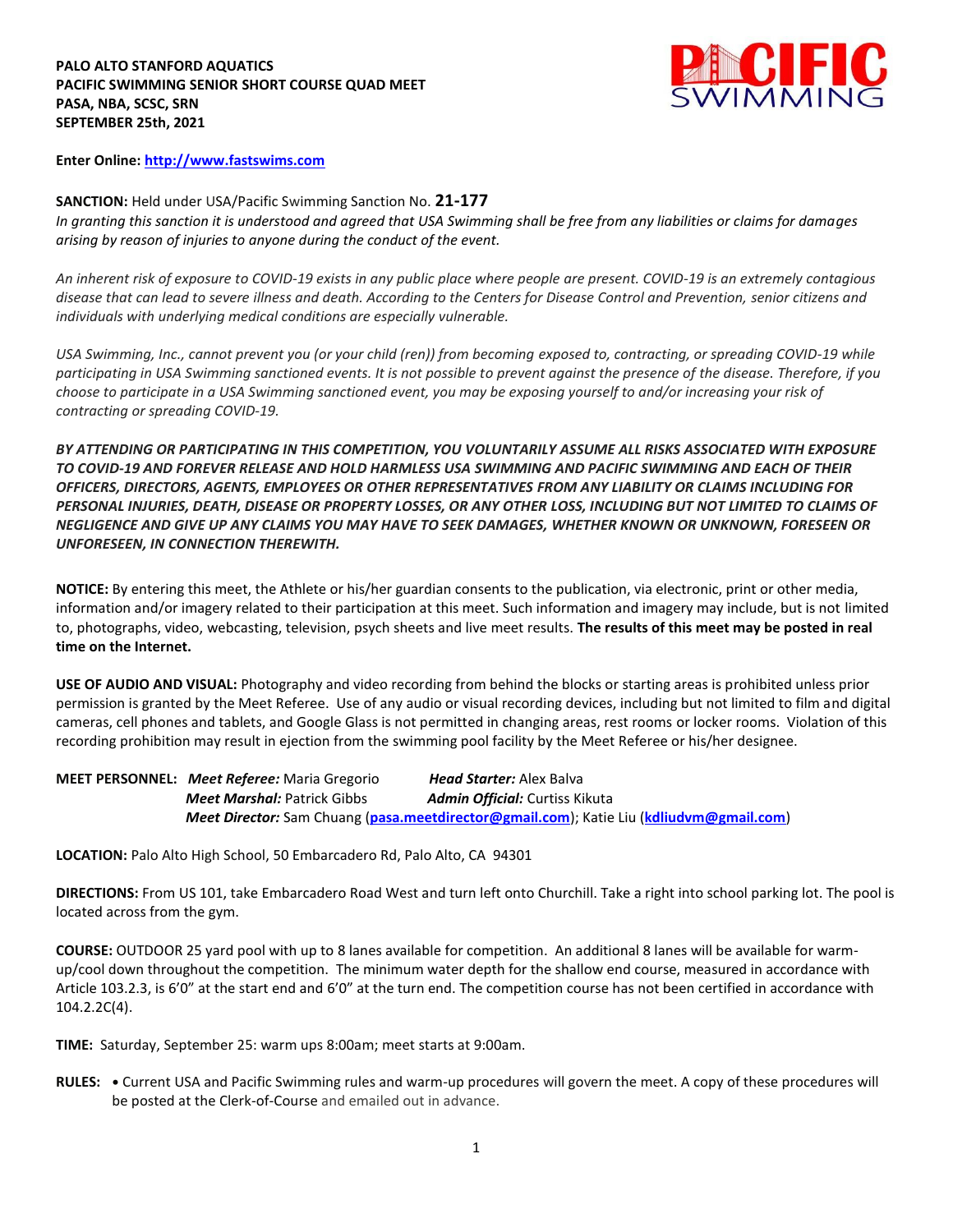**PALO ALTO STANFORD AQUATICS**
**PACIFIC SWIMMING SENIOR SHORT COURSE QUAD MEET**
**PASA, NBA, SCSC, SRN**
**SEPTEMBER 25th, 2021**

**Enter Online: [http://www.fastswims.com](http://www.fastswims.com)**

**SANCTION:** Held under USA/Pacific Swimming Sanction No. **21-177**
*In granting this sanction it is understood and agreed that USA Swimming shall be free from any liabilities or claims for damages arising by reason of injuries to anyone during the conduct of the event.*

*An inherent risk of exposure to COVID-19 exists in any public place where people are present. COVID-19 is an extremely contagious disease that can lead to severe illness and death. According to the Centers for Disease Control and Prevention, senior citizens and individuals with underlying medical conditions are especially vulnerable.*

*USA Swimming, Inc., cannot prevent you (or your child (ren)) from becoming exposed to, contracting, or spreading COVID-19 while participating in USA Swimming sanctioned events. It is not possible to prevent against the presence of the disease. Therefore, if you choose to participate in a USA Swimming sanctioned event, you may be exposing yourself to and/or increasing your risk of contracting or spreading COVID-19.*

***BY ATTENDING OR PARTICIPATING IN THIS COMPETITION, YOU VOLUNTARILY ASSUME ALL RISKS ASSOCIATED WITH EXPOSURE TO COVID-19 AND FOREVER RELEASE AND HOLD HARMLESS USA SWIMMING AND PACIFIC SWIMMING AND EACH OF THEIR OFFICERS, DIRECTORS, AGENTS, EMPLOYEES OR OTHER REPRESENTATIVES FROM ANY LIABILITY OR CLAIMS INCLUDING FOR PERSONAL INJURIES, DEATH, DISEASE OR PROPERTY LOSSES, OR ANY OTHER LOSS, INCLUDING BUT NOT LIMITED TO CLAIMS OF NEGLIGENCE AND GIVE UP ANY CLAIMS YOU MAY HAVE TO SEEK DAMAGES, WHETHER KNOWN OR UNKNOWN, FORESEEN OR UNFORESEEN, IN CONNECTION THEREWITH.***

**NOTICE:** By entering this meet, the Athlete or his/her guardian consents to the publication, via electronic, print or other media, information and/or imagery related to their participation at this meet. Such information and imagery may include, but is not limited to, photographs, video, webcasting, television, psych sheets and live meet results. **The results of this meet may be posted in real time on the Internet.**

**USE OF AUDIO AND VISUAL:** Photography and video recording from behind the blocks or starting areas is prohibited unless prior permission is granted by the Meet Referee. Use of any audio or visual recording devices, including but not limited to film and digital cameras, cell phones and tablets, and Google Glass is not permitted in changing areas, rest rooms or locker rooms. Violation of this recording prohibition may result in ejection from the swimming pool facility by the Meet Referee or his/her designee.

**MEET PERSONNEL:** ***Meet Referee:*** Maria Gregorio ***Head Starter:*** Alex Balva
***Meet Marshal:*** Patrick Gibbs ***Admin Official:*** Curtiss Kikuta
***Meet Director:*** Sam Chuang (**pasa.meetdirector@gmail.com**); Katie Liu (**kdliudvm@gmail.com**)

**LOCATION:** Palo Alto High School, 50 Embarcadero Rd, Palo Alto, CA 94301

**DIRECTIONS:** From US 101, take Embarcadero Road West and turn left onto Churchill. Take a right into school parking lot. The pool is located across from the gym.

**COURSE:** OUTDOOR 25 yard pool with up to 8 lanes available for competition. An additional 8 lanes will be available for warm-up/cool down throughout the competition. The minimum water depth for the shallow end course, measured in accordance with Article 103.2.3, is 6'0" at the start end and 6'0" at the turn end. The competition course has not been certified in accordance with 104.2.2C(4).

**TIME:** Saturday, September 25: warm ups 8:00am; meet starts at 9:00am.

**RULES:** • Current USA and Pacific Swimming rules and warm-up procedures will govern the meet. A copy of these procedures will be posted at the Clerk-of-Course and emailed out in advance.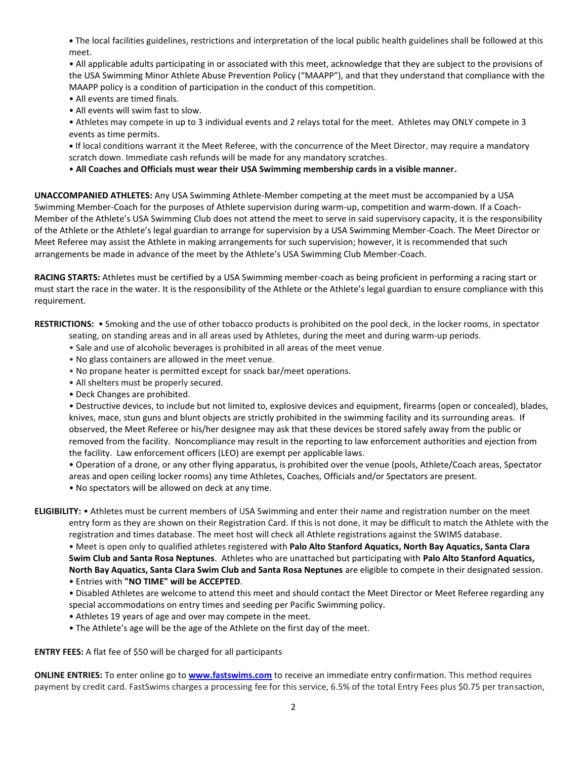- The local facilities guidelines, restrictions and interpretation of the local public health guidelines shall be followed at this meet.
- All applicable adults participating in or associated with this meet, acknowledge that they are subject to the provisions of the USA Swimming Minor Athlete Abuse Prevention Policy ("MAAPP"), and that they understand that compliance with the MAAPP policy is a condition of participation in the conduct of this competition.
- All events are timed finals.
- All events will swim fast to slow.
- Athletes may compete in up to 3 individual events and 2 relays total for the meet. Athletes may ONLY compete in 3 events as time permits.
- If local conditions warrant it the Meet Referee, with the concurrence of the Meet Director, may require a mandatory scratch down. Immediate cash refunds will be made for any mandatory scratches.
- **All Coaches and Officials must wear their USA Swimming membership cards in a visible manner.**

**UNACCOMPANIED ATHLETES:** Any USA Swimming Athlete-Member competing at the meet must be accompanied by a USA Swimming Member-Coach for the purposes of Athlete supervision during warm-up, competition and warm-down. If a Coach-Member of the Athlete's USA Swimming Club does not attend the meet to serve in said supervisory capacity, it is the responsibility of the Athlete or the Athlete's legal guardian to arrange for supervision by a USA Swimming Member-Coach. The Meet Director or Meet Referee may assist the Athlete in making arrangements for such supervision; however, it is recommended that such arrangements be made in advance of the meet by the Athlete's USA Swimming Club Member-Coach.

**RACING STARTS:** Athletes must be certified by a USA Swimming member-coach as being proficient in performing a racing start or must start the race in the water. It is the responsibility of the Athlete or the Athlete's legal guardian to ensure compliance with this requirement.

**RESTRICTIONS:**
- Smoking and the use of other tobacco products is prohibited on the pool deck, in the locker rooms, in spectator seating, on standing areas and in all areas used by Athletes, during the meet and during warm-up periods.
- Sale and use of alcoholic beverages is prohibited in all areas of the meet venue.
- No glass containers are allowed in the meet venue.
- No propane heater is permitted except for snack bar/meet operations.
- All shelters must be properly secured.
- Deck Changes are prohibited.
- Destructive devices, to include but not limited to, explosive devices and equipment, firearms (open or concealed), blades, knives, mace, stun guns and blunt objects are strictly prohibited in the swimming facility and its surrounding areas. If observed, the Meet Referee or his/her designee may ask that these devices be stored safely away from the public or removed from the facility. Noncompliance may result in the reporting to law enforcement authorities and ejection from the facility. Law enforcement officers (LEO) are exempt per applicable laws.
- Operation of a drone, or any other flying apparatus, is prohibited over the venue (pools, Athlete/Coach areas, Spectator areas and open ceiling locker rooms) any time Athletes, Coaches, Officials and/or Spectators are present.
- No spectators will be allowed on deck at any time.

**ELIGIBILITY:**
- Athletes must be current members of USA Swimming and enter their name and registration number on the meet entry form as they are shown on their Registration Card. If this is not done, it may be difficult to match the Athlete with the registration and times database. The meet host will check all Athlete registrations against the SWIMS database.
- Meet is open only to qualified athletes registered with **Palo Alto Stanford Aquatics, North Bay Aquatics, Santa Clara Swim Club and Santa Rosa Neptunes**. Athletes who are unattached but participating with **Palo Alto Stanford Aquatics, North Bay Aquatics, Santa Clara Swim Club and Santa Rosa Neptunes** are eligible to compete in their designated session.
- Entries with **"NO TIME" will be ACCEPTED**.
- Disabled Athletes are welcome to attend this meet and should contact the Meet Director or Meet Referee regarding any special accommodations on entry times and seeding per Pacific Swimming policy.
- Athletes 19 years of age and over may compete in the meet.
- The Athlete's age will be the age of the Athlete on the first day of the meet.

**ENTRY FEES:** A flat fee of $50 will be charged for all participants

**ONLINE ENTRIES:** To enter online go to **www.fastswims.com** to receive an immediate entry confirmation. This method requires payment by credit card. FastSwims charges a processing fee for this service, 6.5% of the total Entry Fees plus $0.75 per transaction,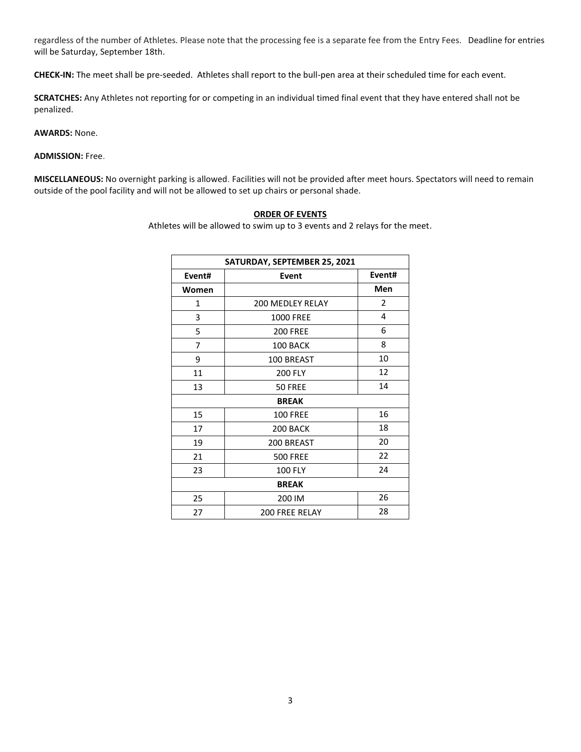regardless of the number of Athletes. Please note that the processing fee is a separate fee from the Entry Fees. Deadline for entries will be Saturday, September 18th.

**CHECK-IN:** The meet shall be pre-seeded. Athletes shall report to the bull-pen area at their scheduled time for each event.

**SCRATCHES:** Any Athletes not reporting for or competing in an individual timed final event that they have entered shall not be penalized.

**AWARDS:** None.

**ADMISSION:** Free.

**MISCELLANEOUS:** No overnight parking is allowed. Facilities will not be provided after meet hours. Spectators will need to remain outside of the pool facility and will not be allowed to set up chairs or personal shade.

## ORDER OF EVENTS

Athletes will be allowed to swim up to 3 events and 2 relays for the meet.

| SATURDAY, SEPTEMBER 25, 2021 | | |
|---|---|---|
| **Event#** | **Event** | **Event#** |
| **Women** | | **Men** |
| 1 | 200 MEDLEY RELAY | 2 |
| 3 | 1000 FREE | 4 |
| 5 | 200 FREE | 6 |
| 7 | 100 BACK | 8 |
| 9 | 100 BREAST | 10 |
| 11 | 200 FLY | 12 |
| 13 | 50 FREE | 14 |
| | **BREAK** | |
| 15 | 100 FREE | 16 |
| 17 | 200 BACK | 18 |
| 19 | 200 BREAST | 20 |
| 21 | 500 FREE | 22 |
| 23 | 100 FLY | 24 |
| | **BREAK** | |
| 25 | 200 IM | 26 |
| 27 | 200 FREE RELAY | 28 |